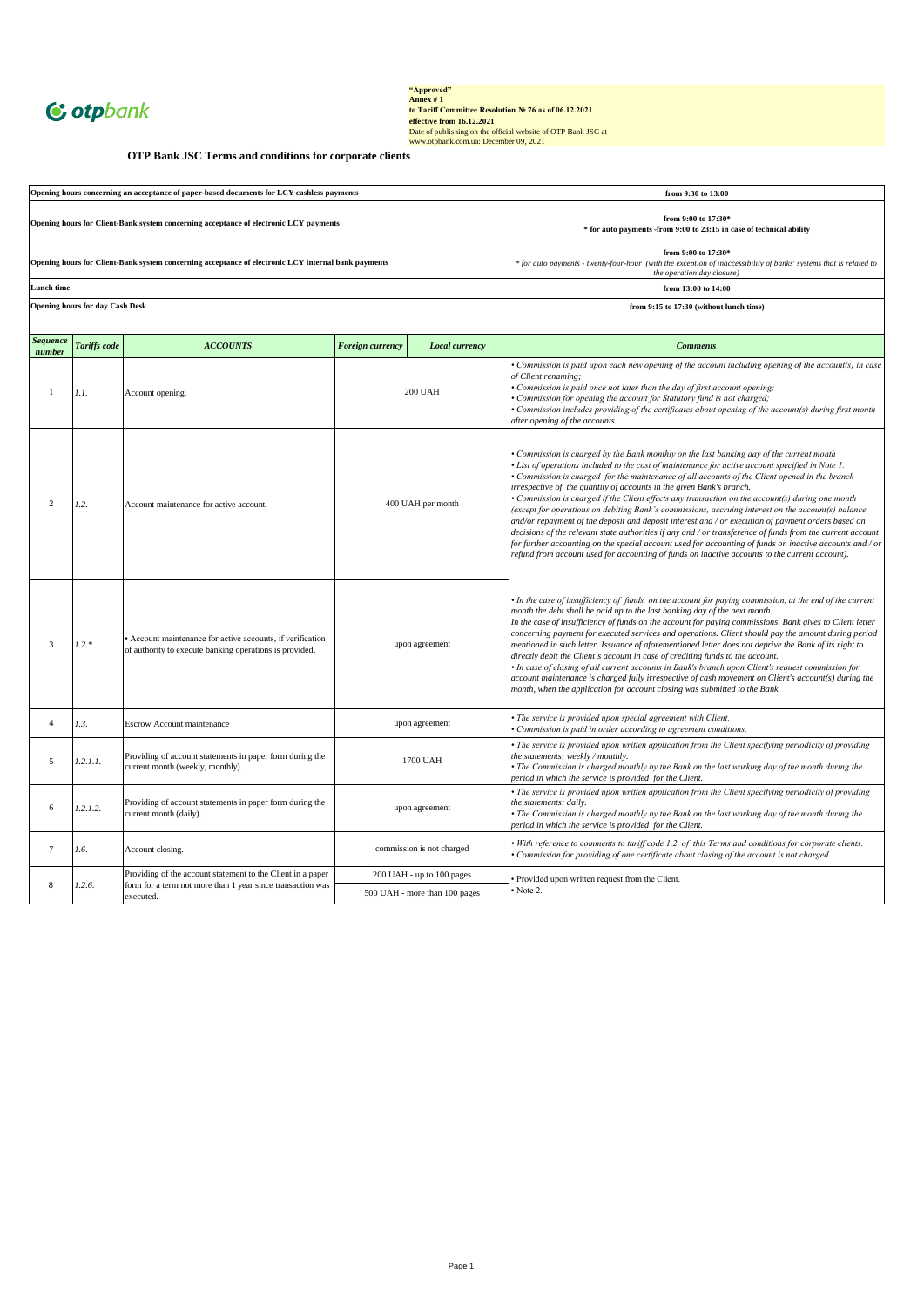otpbank

**"Approved"**
**Annex # 1**
**to Tariff Committee Resolution № 76 as of 06.12.2021**
**effective from 16.12.2021**
Date of publishing on the official website of OTP Bank JSC at www.otpbank.com.ua: December 09, 2021

## OTP Bank JSC Terms and conditions for corporate clients

| | |
|---|---|
| **Opening hours concerning an acceptance of paper-based documents for LCY cashless payments** | **from 9:30 to 13:00** |
| **Opening hours for Client-Bank system concerning acceptance of electronic LCY payments** | **from 9:00 to 17:30\*** <br> **\* for auto payments -from 9:00 to 23:15 in case of technical ability** |
| **Opening hours for Client-Bank system concerning acceptance of electronic LCY internal bank payments** | **from 9:00 to 17:30\*** <br> *\* for auto payments - twenty-four-hour (with the exception of inaccessibility of banks' systems that is related to the operation day closure)* |
| **Lunch time** | **from 13:00 to 14:00** |
| **Opening hours for day Cash Desk** | **from 9:15 to 17:30 (without lunch time)** |

| *Sequence number* | *Tariffs code* | *ACCOUNTS* | *Foreign currency* | *Local currency* | *Comments* |
|---|---|---|---|---|---|
| 1 | *1.1.* | Account opening. | 200 UAH | | *• Commission is paid upon each new opening of the account including opening of the account(s) in case of Client renaming;* <br> *• Commission is paid once not later than the day of first account opening;* <br> *• Commission for opening the account for Statutory fund is not charged;* <br> *• Commission includes providing of the certificates about opening of the account(s) during first month after opening of the accounts.* |
| 2 | *1.2.* | Account maintenance for active account. | 400 UAH per month | | *• Commission is charged by the Bank monthly on the last banking day of the current month* <br> *• List of operations included to the cost of maintenance for active account specified in Note 1.* <br> *• Commission is charged for the maintenance of all accounts of the Client opened in the branch irrespective of the quantity of accounts in the given Bank's branch.* <br> *• Commission is charged if the Client effects any transaction on the account(s) during one month (except for operations on debiting Bank's commissions, accruing interest on the account(s) balance and/or repayment of the deposit and deposit interest and / or execution of payment orders based on decisions of the relevant state authorities if any and / or transference of funds from the current account for further accounting on the special account used for accounting of funds on inactive accounts and / or refund from account used for accounting of funds on inactive accounts to the current account).* |
| 3 | *1.2.\** | • Account maintenance for active accounts, if verification of authority to execute banking operations is provided. | upon agreement | | *• In the case of insufficiency of funds on the account for paying commission, at the end of the current month the debt shall be paid up to the last banking day of the next month.* <br> *In the case of insufficiency of funds on the account for paying commissions, Bank gives to Client letter concerning payment for executed services and operations. Client should pay the amount during period mentioned in such letter. Issuance of aforementioned letter does not deprive the Bank of its right to directly debit the Client`s account in case of crediting funds to the account.* <br> *• In case of closing of all current accounts in Bank's branch upon Client's request commission for account maintenance is charged fully irrespective of cash movement on Client's account(s) during the month, when the application for account closing was submitted to the Bank.* |
| 4 | *1.3.* | Escrow Account maintenance | upon agreement | | *• The service is provided upon special agreement with Client.* <br> *• Commission is paid in order according to agreement conditions.* |
| 5 | *1.2.1.1.* | Providing of account statements in paper form during the current month (weekly, monthly). | 1700 UAH | | *• The service is provided upon written application from the Client specifying periodicity of providing the statements: weekly / monthly.* <br> *• The Commission is charged monthly by the Bank on the last working day of the month during the period in which the service is provided for the Client.* |
| 6 | *1.2.1.2.* | Providing of account statements in paper form during the current month (daily). | upon agreement | | *• The service is provided upon written application from the Client specifying periodicity of providing the statements: daily.* <br> *• The Commission is charged monthly by the Bank on the last working day of the month during the period in which the service is provided for the Client.* |
| 7 | *1.6.* | Account closing. | commission is not charged | | *• With reference to comments to tariff code 1.2. of this Terms and conditions for corporate clients.* <br> *• Commission for providing of one certificate about closing of the account is not charged* |
| 8 | *1.2.6.* | Providing of the account statement to the Client in a paper form for a term not more than 1 year since transaction was executed. | 200 UAH - up to 100 pages <br> 500 UAH - more than 100 pages | | • Provided upon written request from the Client. <br> • Note 2. |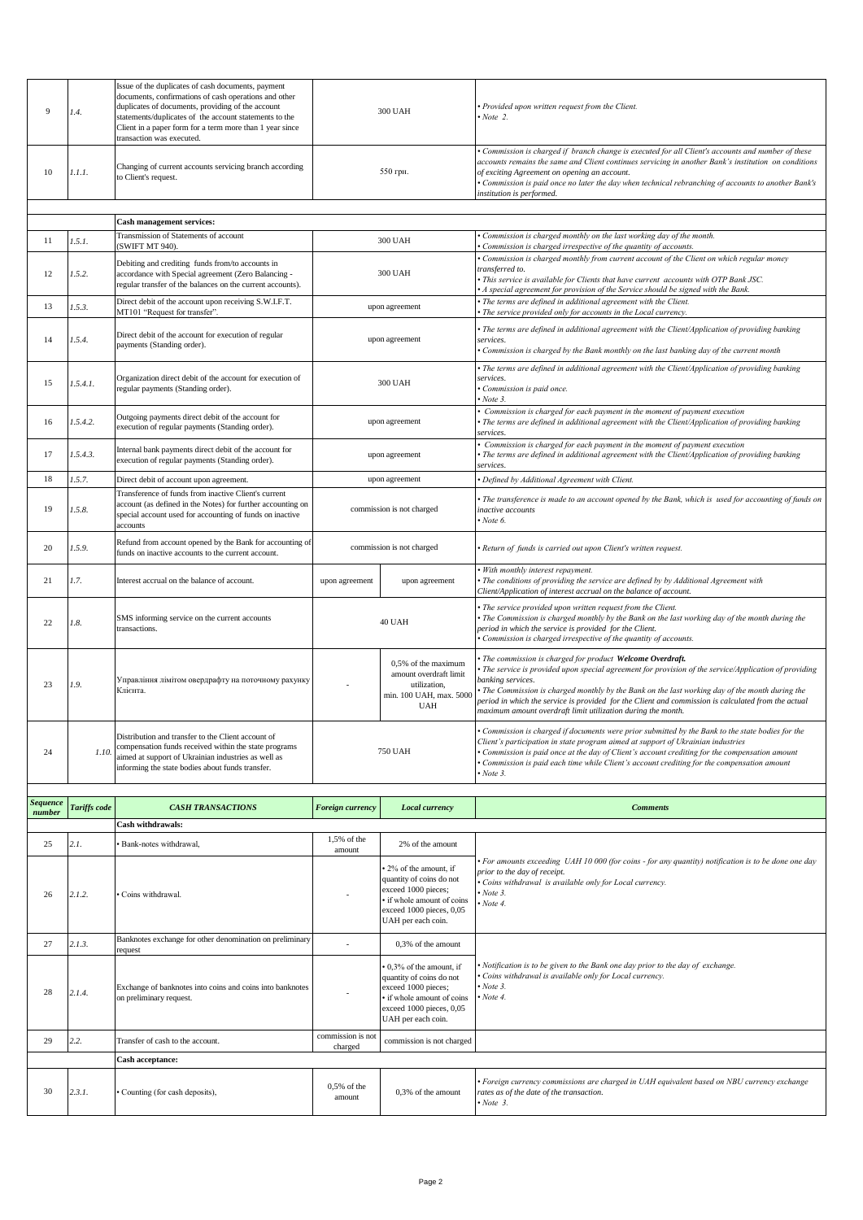| | | | | | |
|---|---|---|---|---|---|
| 9 | *1.4.* | Issue of the duplicates of cash documents, payment documents, confirmations of cash operations and other duplicates of documents, providing of the account statements/duplicates of the account statements to the Client in a paper form for a term more than 1 year since transaction was executed. | 300 UAH | | *• Provided upon written request from the Client.*<br>*• Note 2.* |
| 10 | *1.1.1.* | Changing of current accounts servicing branch according to Client's request. | 550 грн. | | *• Commission is charged if branch change is executed for all Client's accounts and number of these accounts remains the same and Client continues servicing in another Bank's institution on conditions of exciting Agreement on opening an account.*<br>*• Commission is paid once no later the day when technical rebranching of accounts to another Bank's institution is performed.* |
| | | **Cash management services:** | | | |
| 11 | *1.5.1.* | Transmission of Statements of account (SWIFT MT 940). | 300 UAH | | *• Commission is charged monthly on the last working day of the month.*<br>*• Commission is charged irrespective of the quantity of accounts.* |
| 12 | *1.5.2.* | Debiting and crediting funds from/to accounts in accordance with Special agreement (Zero Balancing - regular transfer of the balances on the current accounts). | 300 UAH | | *• Commission is charged monthly from current account of the Client on which regular money transferred to.*<br>*• This service is available for Clients that have current accounts with OTP Bank JSC.*<br>*• A special agreement for provision of the Service should be signed with the Bank.* |
| 13 | *1.5.3.* | Direct debit of the account upon receiving S.W.I.F.T. MT101 "Request for transfer". | upon agreement | | *• The terms are defined in additional agreement with the Client.*<br>*• The service provided only for accounts in the Local currency.* |
| 14 | *1.5.4.* | Direct debit of the account for execution of regular payments (Standing order). | upon agreement | | *• The terms are defined in additional agreement with the Client/Application of providing banking services.*<br>*• Commission is charged by the Bank monthly on the last banking day of the current month* |
| 15 | *1.5.4.1.* | Organization direct debit of the account for execution of regular payments (Standing order). | 300 UAH | | *• The terms are defined in additional agreement with the Client/Application of providing banking services.*<br>*• Commission is paid once.*<br>*• Note 3.* |
| 16 | *1.5.4.2.* | Outgoing payments direct debit of the account for execution of regular payments (Standing order). | upon agreement | | *• Commission is charged for each payment in the moment of payment execution*<br>*• The terms are defined in additional agreement with the Client/Application of providing banking services.* |
| 17 | *1.5.4.3.* | Internal bank payments direct debit of the account for execution of regular payments (Standing order). | upon agreement | | *• Commission is charged for each payment in the moment of payment execution*<br>*• The terms are defined in additional agreement with the Client/Application of providing banking services.* |
| 18 | *1.5.7.* | Direct debit of account upon agreement. | upon agreement | | *• Defined by Additional Agreement with Client.* |
| 19 | *1.5.8.* | Transference of funds from inactive Client's current account (as defined in the Notes) for further accounting on special account used for accounting of funds on inactive accounts | commission is not charged | | *• The transference is made to an account opened by the Bank, which is used for accounting of funds on inactive accounts*<br>*• Note 6.* |
| 20 | *1.5.9.* | Refund from account opened by the Bank for accounting of funds on inactive accounts to the current account. | commission is not charged | | *• Return of funds is carried out upon Client's written request.* |
| 21 | *1.7.* | Interest accrual on the balance of account. | upon agreement | upon agreement | *• With monthly interest repayment.*<br>*• The conditions of providing the service are defined by by Additional Agreement with Client/Application of interest accrual on the balance of account.* |
| 22 | *1.8.* | SMS informing service on the current accounts transactions. | 40 UAH | | *• The service provided upon written request from the Client.*<br>*• The Commission is charged monthly by the Bank on the last working day of the month during the period in which the service is provided for the Client.*<br>*• Commission is charged irrespective of the quantity of accounts.* |
| 23 | *1.9.* | Управління лімітом овердрафту на поточному рахунку Клієнта. | - | 0,5% of the maximum amount overdraft limit utilization, min. 100 UAH, max. 5000 UAH | *• The commission is charged for product* ***Welcome Overdraft.***<br>*• The service is provided upon special agreement for provision of the service/Application of providing banking services.*<br>*• The Commission is charged monthly by the Bank on the last working day of the month during the period in which the service is provided for the Client and commission is calculated from the actual maximum amount overdraft limit utilization during the month.* |
| 24 | *1.10.* | Distribution and transfer to the Client account of compensation funds received within the state programs aimed at support of Ukrainian industries as well as informing the state bodies about funds transfer. | 750 UAH | | *• Commission is charged if documents were prior submitted by the Bank to the state bodies for the Client's participation in state program aimed at support of Ukrainian industries*<br>*• Commission is paid once at the day of Client's account crediting for the compensation amount*<br>*• Commission is paid each time while Client's account crediting for the compensation amount*<br>*• Note 3.* |
| ***Sequence number*** | ***Tariffs code*** | ***CASH TRANSACTIONS*** | ***Foreign currency*** | ***Local currency*** | ***Comments*** |
| | | **Cash withdrawals:** | | | |
| 25 | *2.1.* | • Bank-notes withdrawal, | 1,5% of the amount | 2% of the amount | |
| 26 | *2.1.2.* | • Coins withdrawal. | - | • 2% of the amount, if quantity of coins do not exceed 1000 pieces;<br>• if whole amount of coins exceed 1000 pieces, 0,05 UAH per each coin. | *• For amounts exceeding UAH 10 000 (for coins - for any quantity) notification is to be done one day prior to the day of receipt.*<br>*• Coins withdrawal is available only for Local currency.*<br>*• Note 3.*<br>*• Note 4.* |
| 27 | *2.1.3.* | Banknotes exchange for other denomination on preliminary request | - | 0,3% of the amount | |
| 28 | *2.1.4.* | Exchange of banknotes into coins and coins into banknotes on preliminary request. | - | • 0,3% of the amount, if quantity of coins do not exceed 1000 pieces;<br>• if whole amount of coins exceed 1000 pieces, 0,05 UAH per each coin. | *• Notification is to be given to the Bank one day prior to the day of exchange.*<br>*• Coins withdrawal is available only for Local currency.*<br>*• Note 3.*<br>*• Note 4.* |
| 29 | *2.2.* | Transfer of cash to the account. | commission is not charged | commission is not charged | |
| | | **Cash acceptance:** | | | |
| 30 | *2.3.1.* | • Counting (for cash deposits), | 0,5% of the amount | 0,3% of the amount | *• Foreign currency commissions are charged in UAH equivalent based on NBU currency exchange rates as of the date of the transaction.*<br>*• Note 3.* |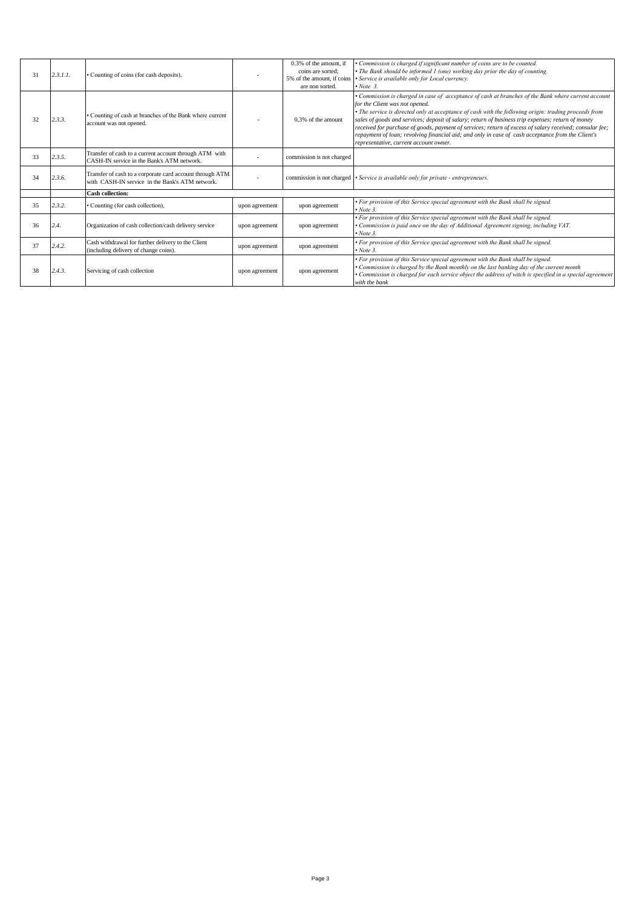| | | | | | |
|---|---|---|---|---|---|
| 31 | *2.3.1.1.* | • Counting of coins (for cash deposits), | - | 0.3% of the amount, if coins are sorted; 5% of the amount, if coins are non sorted. | • *Commission is charged if significant number of coins are to be counted.* • *The Bank should be informed 1 (one) working day prior the day of counting.* • *Service is available only for Local currency.* • *Note 3.* |
| 32 | *2.3.3.* | • Counting of cash at branches of the Bank where current account was not opened. | - | 0,3% of the amount | • *Commission is charged in case of acceptance of cash at branches of the Bank where current account for the Client was not opened.* • *The service is directed only at acceptance of cash with the following origin: trading proceeds from sales of goods and services; deposit of salary; return of business trip expenses; return of money received for purchase of goods, payment of services; return of excess of salary received; consular fee; repayment of loan; revolving financial aid; and only in case of cash acceptance from the Client's representative, current account owner.* |
| 33 | *2.3.5.* | Transfer of cash to a current account through ATM with CASH-IN service in the Bank's ATM network. | - | commission is not charged | |
| 34 | *2.3.6.* | Transfer of cash to a corporate card account through ATM with CASH-IN service in the Bank's ATM network. | - | commission is not charged | • *Service is available only for private - entrepreneurs.* |
| | | **Cash collection:** | | | |
| 35 | *2.3.2.* | • Counting (for cash collection), | upon agreement | upon agreement | • *For provision of this Service special agreement with the Bank shall be signed.* • *Note 3.* |
| 36 | *2.4.* | Organization of cash collection/cash delivery service | upon agreement | upon agreement | • *For provision of this Service special agreement with the Bank shall be signed.* • *Commission is paid once on the day of Additional Agreement signing, including VAT.* • *Note 3.* |
| 37 | *2.4.2.* | Cash withdrawal for further delivery to the Client (including delivery of change coins). | upon agreement | upon agreement | • *For provision of this Service special agreement with the Bank shall be signed.* • *Note 3.* |
| 38 | *2.4.3.* | Servicing of cash collection | upon agreement | upon agreement | • *For provision of this Service special agreement with the Bank shall be signed.* • *Commission is charged by the Bank monthly on the last banking day of the current month* • *Commission is charged for each service object the address of witch is specified in a special agreement with the bank* |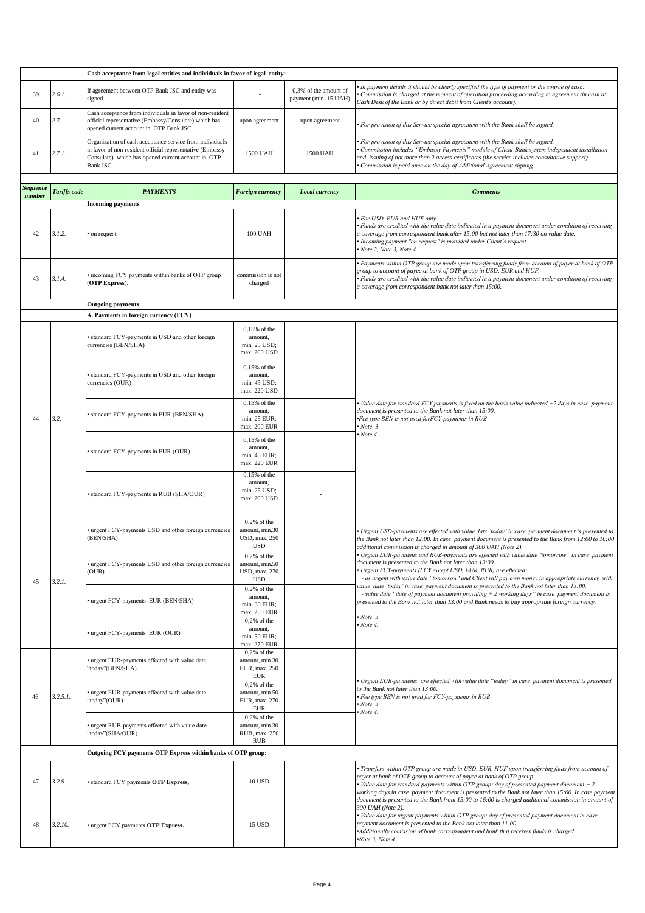| | | Cash acceptance from legal entities and individuals in favor of legal entity: | | | |
|---|---|---|---|---|---|
| 39 | 2.6.1. | If agreement between OTP Bank JSC and entity was signed. | - | 0,3% of the amount of payment (min. 15 UAH) | • *In payment details it should be clearly specified the type of payment or the source of cash.* • *Commission is charged at the moment of operation proceeding according to agreement (in cash at Cash Desk of the Bank or by direct debit from Client's account).* |
| 40 | 2.7. | Cash acceptance from individuals in favor of non-resident official representative (Embassy/Consulate) which has opened current account in OTP Bank JSC | upon agreement | upon agreement | • *For provision of this Service special agreement with the Bank shall be signed.* |
| 41 | 2.7.1. | Organization of cash acceptance service from individuals in favor of non-resident official representative (Embassy Consulate) which has opened current account in OTP Bank JSC | 1500 UAH | 1500 UAH | • *For provision of this Service special agreement with the Bank shall be signed.* • *Commission includes "Embassy Payments" module of Client-Bank system independent installation and issuing of not more than 2 access certificates (the service includes consultative support).* • *Commission is paid once on the day of Additional Agreement signing.* |

| ***Sequence number*** | ***Tariffs code*** | ***PAYMENTS*** | ***Foreign currency*** | ***Local currency*** | ***Comments*** |
|---|---|---|---|---|---|
| | | **Incoming payments** | | | |
| 42 | 3.1.2. | • on request, | 100 UAH | - | • *For USD, EUR and HUF only.* • *Funds are credited with the value date indicated in a payment document under condition of receiving a coverage from correspondent bank after 15:00 but not later than 17:30 on value date.* • *Incoming payment "on request" is provided under Client's request.* • *Note 2, Note 3, Note 4.* |
| 43 | 3.1.4. | • incoming FCY payments within banks of OTP group (**OTP Express**). | commission is not charged | - | • *Payments within OTP group are made upon transferring funds from account of payer at bank of OTP group to account of payee at bank of OTP group in USD, EUR and HUF.* • *Funds are credited with the value date indicated in a payment document under condition of receiving a coverage from correspondent bank not later than 15:00.* |
| | | **Outgoing payments** | | | |
| | | **A. Payments in foreign currency (FCY)** | | | |
| 44 | 3.2. | • standard FCY-payments in USD and other foreign currencies (BEN/SHA) | 0,15% of the amount, min. 25 USD; max. 200 USD | | • *Value date for standard FCY payments is fixed on the basis value indicated +2 days in case payment document is presented to the Bank not later than 15:00.* •*Fee type BEN is not used forFCY-payments in RUB* • *Note 3.* • *Note 4.* |
| | | • standard FCY-payments in USD and other foreign currencies (OUR) | 0,15% of the amount, min. 45 USD; max. 220 USD | | |
| | | • standard FCY-payments in EUR (BEN/SHA) | 0,15% of the amount, min. 25 EUR; max. 200 EUR | | |
| | | • standard FCY-payments in EUR (OUR) | 0,15% of the amount, min. 45 EUR; max. 220 EUR | | |
| | | • standard FCY-payments in RUB (SHA/OUR) | 0,15% of the amount, min. 25 USD; max. 200 USD | - | |
| 45 | 3.2.1. | • urgent FCY-payments USD and other foreign currencies (BEN/SHA) | 0,2% of the amount, min.30 USD, max. 250 USD | | • *Urgent USD-payments are effected with value date 'today' in case payment document is presented to the Bank not later than 12:00. In case payment document is presented to the Bank from 12:00 to 16:00 additional commission is charged in amount of 300 UAH (Note 2).* • *Urgent EUR-payments and RUB-payments are effected with value date "tomorrow" in case payment document is presented to the Bank not later than 13:00.* • *Urgent FCY-payments (FCY except USD, EUR, RUB) are effected:* - *as urgent with value date "tomorrow" and Client will pay own money in appropriate currency with value date 'today' in case payment document is presented to the Bank not later than 13:00.* - *value date "date of payment document providing + 2 working days" in case payment document is presented to the Bank not later than 13:00 and Bank needs to buy appropriate foreign currency.* • *Note 3.* • *Note 4.* |
| | | • urgent FCY-payments USD and other foreign currencies (OUR) | 0,2% of the amount, min.50 USD, max. 270 USD | | |
| | | • urgent FCY-payments EUR (BEN/SHA) | 0,2% of the amount, min. 30 EUR; max. 250 EUR | | |
| | | • urgent FCY-payments EUR (OUR) | 0,2% of the amount, min. 50 EUR; max. 270 EUR | | |
| 46 | 3.2.5.1. | • urgent EUR-payments effected with value date "today"(BEN/SHA) | 0,2% of the amount, min.30 EUR, max. 250 EUR | | • *Urgent EUR-payments are effected with value date "today" in case payment document is presented to the Bank not later than 13:00.* • *Fee type BEN is not used for FCY-payments in RUB* • *Note 3.* • *Note 4.* |
| | | • urgent EUR-payments effected with value date "today"(OUR) | 0,2% of the amount, min.50 EUR, max. 270 EUR | | |
| | | • urgent RUB-payments effected with value date "today"(SHA/OUR) | 0,2% of the amount, min.30 RUB, max. 250 RUB | | |
| | | **Outgoing FCY payments OTP Express within banks of OTP group:** | | | |
| 47 | 3.2.9. | • standard FCY payments **OTP Express,** | 10 USD | - | • *Transfers within OTP group are made in USD, EUR, HUF upon transferring finds from account of payer at bank of OTP group to account of payee at bank of OTP group.* • *Value date for standard payments within OTP group: day of presented payment document + 2 working days in case payment document is presented to the Bank not later than 15:00. In case payment document is presented to the Bank from 15:00 to 16:00 is charged additional commission in amount of 300 UAH (Note 2).* • *Value date for urgent payments within OTP group: day of presented payment document in case payment document is presented to the Bank not later than 11:00.* •*Additionally comission of bank correspondent and bank that receives funds is charged* •*Note 3, Note 4.* |
| 48 | 3.2.10. | • urgent FCY payments **OTP Express.** | 15 USD | - | |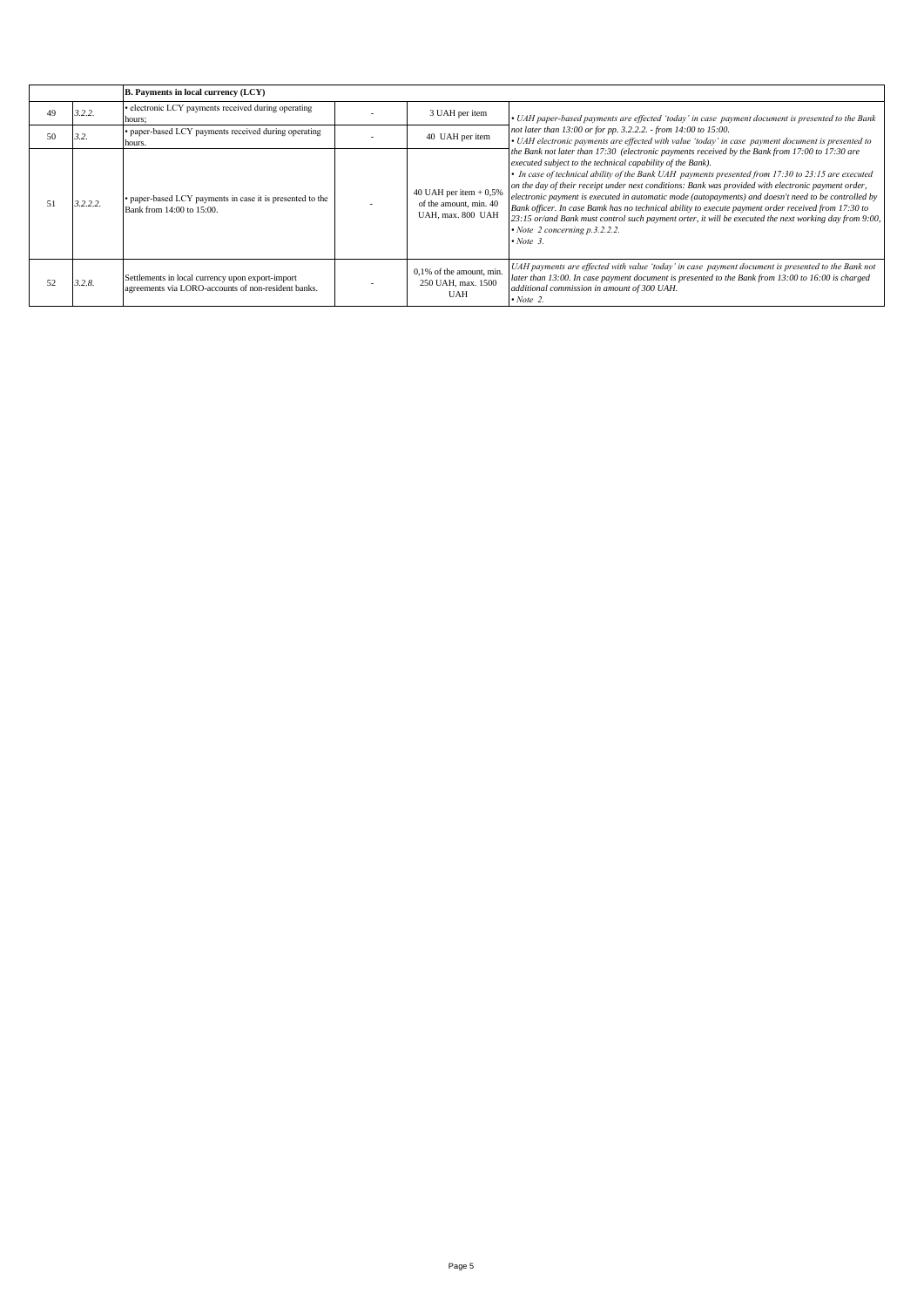| | | B. Payments in local currency (LCY) | | | |
|---|---|---|---|---|---|
| 49 | *3.2.2.* | • electronic LCY payments received during operating hours; | - | 3 UAH per item | *• UAH paper-based payments are effected 'today' in case payment document is presented to the Bank not later than 13:00 or for pp. 3.2.2.2. - from 14:00 to 15:00.* *• UAH electronic payments are effected with value 'today' in case payment document is presented to the Bank not later than 17:30 (electronic payments received by the Bank from 17:00 to 17:30 are executed subject to the technical capability of the Bank).* *• In case of technical ability of the Bank UAH payments presented from 17:30 to 23:15 are executed on the day of their receipt under next conditions: Bank was provided with electronic payment order, electronic payment is executed in automatic mode (autopayments) and doesn't need to be controlled by Bank officer. In case Bamk has no technical ability to execute payment order received from 17:30 to 23:15 or/and Bank must control such payment orter, it will be executed the next working day from 9:00,* *• Note 2 concerning p.3.2.2.2.* *• Note 3.* |
| 50 | *3.2.* | • paper-based LCY payments received during operating hours. | - | 40 UAH per item | |
| 51 | *3.2.2.2.* | • paper-based LCY payments in case it is presented to the Bank from 14:00 to 15:00. | - | 40 UAH per item + 0,5% of the amount, min. 40 UAH, max. 800 UAH | |
| 52 | *3.2.8.* | Settlements in local currency upon export-import agreements via LORO-accounts of non-resident banks. | - | 0,1% of the amount, min. 250 UAH, max. 1500 UAH | *UAH payments are effected with value 'today' in case payment document is presented to the Bank not later than 13:00. In case payment document is presented to the Bank from 13:00 to 16:00 is charged additional commission in amount of 300 UAH.* *• Note 2.* |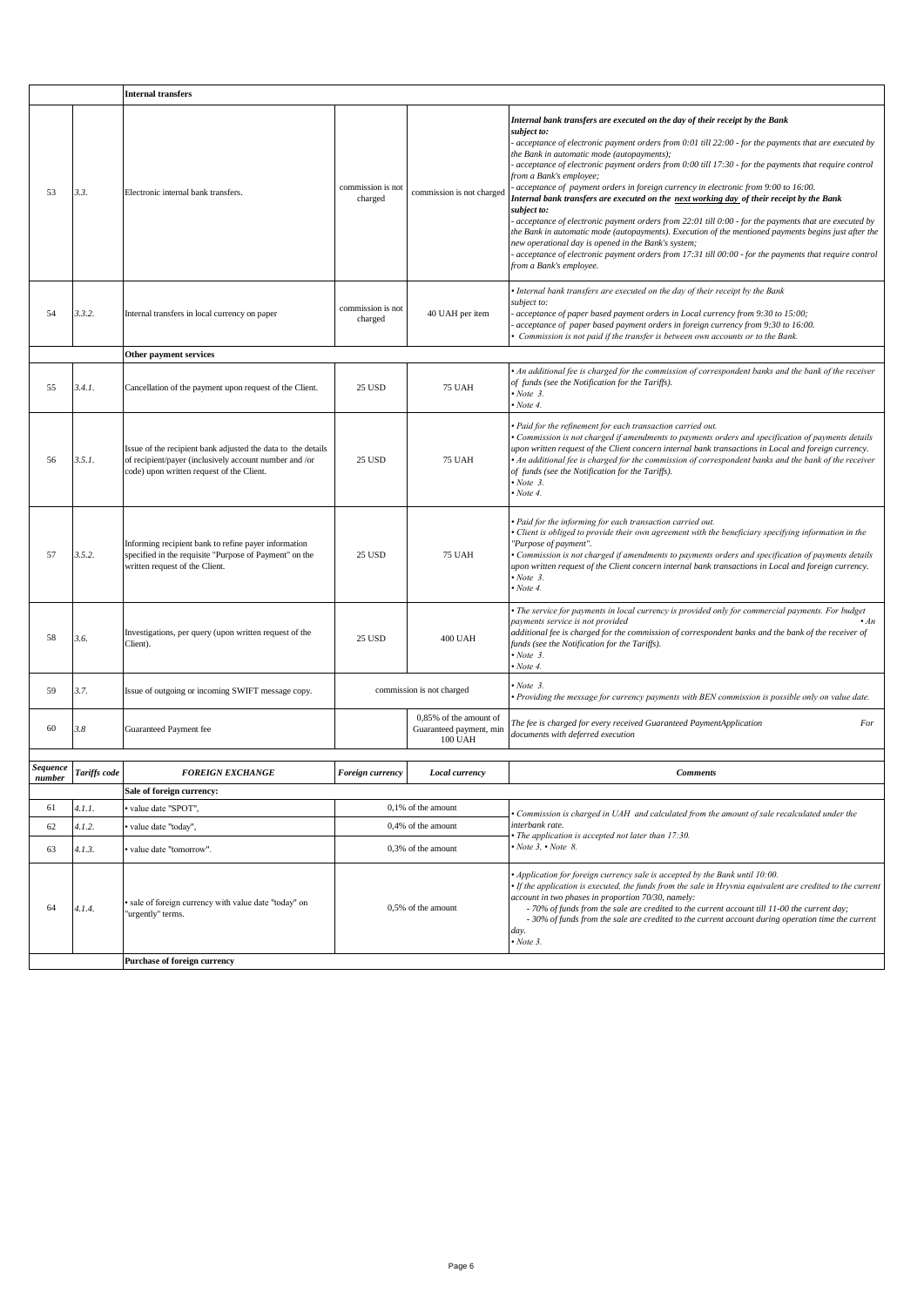| | | Internal transfers | | | |
|---|---|---|---|---|---|
| 53 | *3.3.* | Electronic internal bank transfers. | commission is not charged | commission is not charged | ***Internal bank transfers are executed on the day of their receipt by the Bank subject to:*** *- acceptance of electronic payment orders from 0:01 till 22:00 - for the payments that are executed by the Bank in automatic mode (autopayments);* *- acceptance of electronic payment orders from 0:00 till 17:30 - for the payments that require control from a Bank's employee;* *- acceptance of payment orders in foreign currency in electronic from 9:00 to 16:00.* ***Internal bank transfers are executed on the next working day of their receipt by the Bank subject to:*** *- acceptance of electronic payment orders from 22:01 till 0:00 - for the payments that are executed by the Bank in automatic mode (autopayments). Execution of the mentioned payments begins just after the new operational day is opened in the Bank's system;* *- acceptance of electronic payment orders from 17:31 till 00:00 - for the payments that require control from a Bank's employee.* |
| 54 | *3.3.2.* | Internal transfers in local currency on paper | commission is not charged | 40 UAH per item | *• Internal bank transfers are executed on the day of their receipt by the Bank subject to:* *- acceptance of paper based payment orders in Local currency from 9:30 to 15:00;* *- acceptance of paper based payment orders in foreign currency from 9:30 to 16:00.* *• Commission is not paid if the transfer is between own accounts or to the Bank.* |
| | | **Other payment services** | | | |
| 55 | *3.4.1.* | Cancellation of the payment upon request of the Client. | 25 USD | 75 UAH | *• An additional fee is charged for the commission of correspondent banks and the bank of the receiver of funds (see the Notification for the Tariffs).* *• Note 3.* *• Note 4.* |
| 56 | *3.5.1.* | Issue of the recipient bank adjusted the data to the details of recipient/payer (inclusively account number and /or code) upon written request of the Client. | 25 USD | 75 UAH | *• Paid for the refinement for each transaction carried out.* *• Commission is not charged if amendments to payments orders and specification of payments details upon written request of the Client concern internal bank transactions in Local and foreign currency.* *• An additional fee is charged for the commission of correspondent banks and the bank of the receiver of funds (see the Notification for the Tariffs).* *• Note 3.* *• Note 4.* |
| 57 | *3.5.2.* | Informing recipient bank to refine payer information specified in the requisite "Purpose of Payment" on the written request of the Client. | 25 USD | 75 UAH | *• Paid for the informing for each transaction carried out.* *• Client is obliged to provide their own agreement with the beneficiary specifying information in the "Purpose of payment".* *• Commission is not charged if amendments to payments orders and specification of payments details upon written request of the Client concern internal bank transactions in Local and foreign currency.* *• Note 3.* *• Note 4.* |
| 58 | *3.6.* | Investigations, per query (upon written request of the Client). | 25 USD | 400 UAH | *• The service for payments in local currency is provided only for commercial payments. For budget payments service is not provided • An additional fee is charged for the commission of correspondent banks and the bank of the receiver of funds (see the Notification for the Tariffs).* *• Note 3.* *• Note 4.* |
| 59 | *3.7.* | Issue of outgoing or incoming SWIFT message copy. | commission is not charged | | *• Note 3.* *• Providing the message for currency payments with BEN commission is possible only on value date.* |
| 60 | *3.8* | Guaranteed Payment fee | | 0,85% of the amount of Guaranteed payment, min 100 UAH | *The fee is charged for every received Guaranteed PaymentApplication For documents with deferred execution* |
| ***Sequence number*** | ***Tariffs code*** | ***FOREIGN EXCHANGE*** | ***Foreign currency*** | ***Local currency*** | ***Comments*** |
| | | **Sale of foreign currency:** | | | |
| 61 | *4.1.1.* | • value date "SPOT", | 0,1% of the amount | | *• Commission is charged in UAH and calculated from the amount of sale recalculated under the interbank rate.* *• The application is accepted not later than 17:30.* *• Note 3, • Note 8.* |
| 62 | *4.1.2.* | • value date "today", | 0,4% of the amount | | |
| 63 | *4.1.3.* | • value date "tomorrow". | 0,3% of the amount | | |
| 64 | *4.1.4.* | • sale of foreign currency with value date "today" on "urgently" terms. | 0,5% of the amount | | *• Application for foreign currency sale is accepted by the Bank until 10:00.* *• If the application is executed, the funds from the sale in Hryvnia equivalent are credited to the current account in two phases in proportion 70/30, namely:* *- 70% of funds from the sale are credited to the current account till 11-00 the current day;* *- 30% of funds from the sale are credited to the current account during operation time the current day.* *• Note 3.* |
| | | **Purchase of foreign currency** | | | |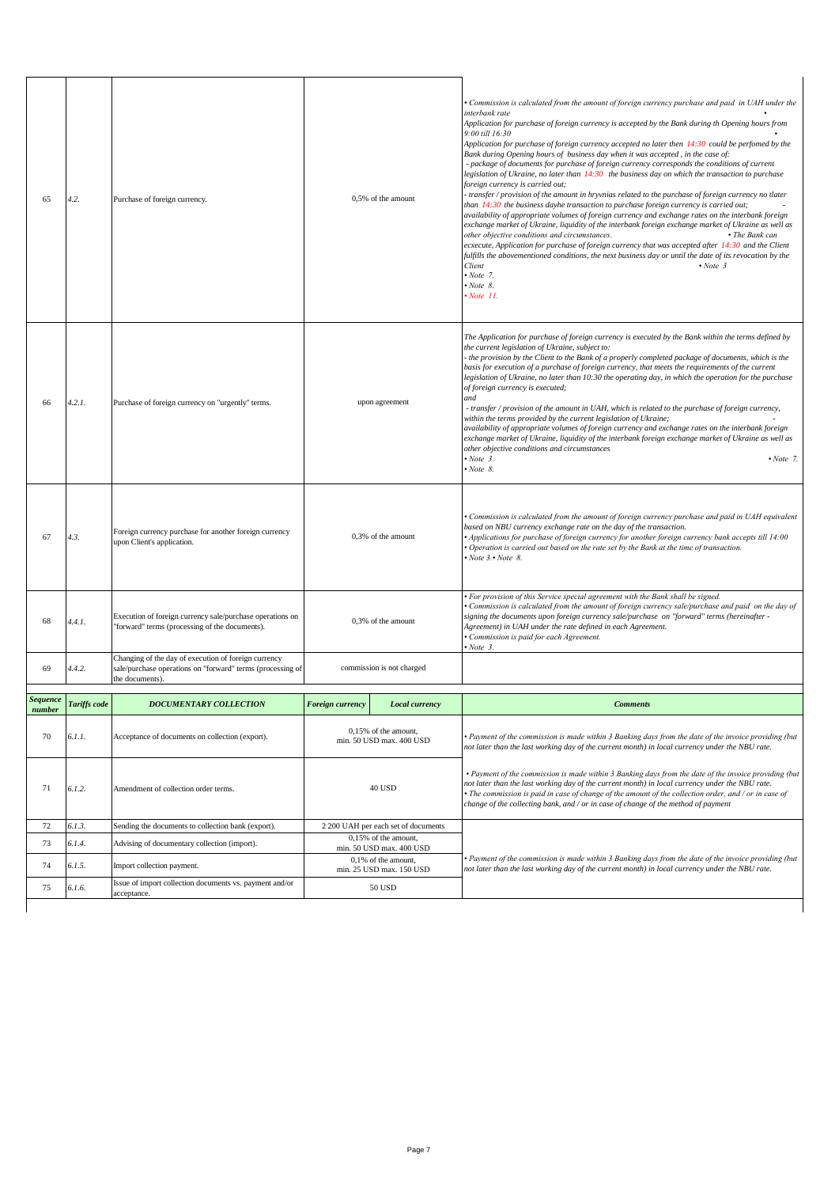| | | | | | |
|---|---|---|---|---|---|
| 65 | *4.2.* | Purchase of foreign currency. | 0,5% of the amount | | *• Commission is calculated from the amount of foreign currency purchase and paid in UAH under the interbank rate • Application for purchase of foreign currency is accepted by the Bank during th Opening hours from 9:00 till 16:30 • Application for purchase of foreign currency accepted no later then 14:30 could be perfomed by the Bank during Opening hours of business day when it was accepted , in the case of: - package of documents for purchase of foreign currency corresponds the conditions of current legislation of Ukraine, no later than 14:30 the business day on which the transaction to purchase foreign currency is carried out; - transfer / provision of the amount in hryvnias related to the purchase of foreign currency no tlater than 14:30 the business dayhe transaction to purchase foreign currency is carried out; - availability of appropriate volumes of foreign currency and exchange rates on the interbank foreign exchange market of Ukraine, liquidity of the interbank foreign exchange market of Ukraine as well as other objective conditions and circumstances. • The Bank can ecxecute, Application for purchase of foreign currency that was accepted after 14:30 and the Client fulfills the abovementioned conditions, the next business day or until the date of its revocation by the Client • Note 3 • Note 7. • Note 8. • Note 11.* |
| 66 | *4.2.1.* | Purchase of foreign currency on "urgently" terms. | upon agreement | | *The Application for purchase of foreign currency is executed by the Bank within the terms defined by the current legislation of Ukraine, subject to: - the provision by the Client to the Bank of a properly completed package of documents, which is the basis for execution of a purchase of foreign currency, that meets the requirements of the current legislation of Ukraine, no later than 10:30 the operating day, in which the operation for the purchase of foreign currency is executed; and - transfer / provision of the amount in UAH, which is related to the purchase of foreign currency, within the terms provided by the current legislation of Ukraine; - availability of appropriate volumes of foreign currency and exchange rates on the interbank foreign exchange market of Ukraine, liquidity of the interbank foreign exchange market of Ukraine as well as other objective conditions and circumstances • Note 3. • Note 7. • Note 8.* |
| 67 | *4.3.* | Foreign currency purchase for another foreign currency upon Client's application. | 0,3% of the amount | | *• Commission is calculated from the amount of foreign currency purchase and paid in UAH equivalent based on NBU currency exchange rate on the day of the transaction. • Applications for purchase of foreign currency for another foreign currency bank accepts till 14:00 • Operation is carried out based on the rate set by the Bank at the time of transaction. • Note 3.• Note 8.* |
| 68 | *4.4.1.* | Execution of foreign currency sale/purchase operations on "forward" terms (processing of the documents). | 0,3% of the amount | | *• For provision of this Service special agreement with the Bank shall be signed. • Commission is calculated from the amount of foreign currency sale/purchase and paid on the day of signing the documents upon foreign currency sale/purchase on "forward" terms (hereinafter - Agreement) in UAH under the rate defined in each Agreement. • Commission is paid for each Agreement. • Note 3.* |
| 69 | *4.4.2.* | Changing of the day of execution of foreign currency sale/purchase operations on "forward" terms (processing of the documents). | commission is not charged | | |
| ***Sequence number*** | ***Tariffs code*** | ***DOCUMENTARY COLLECTION*** | ***Foreign currency*** | ***Local currency*** | ***Comments*** |
| 70 | *6.1.1.* | Acceptance of documents on collection (export). | 0,15% of the amount, min. 50 USD max. 400 USD | | *• Payment of the commission is made within 3 Banking days from the date of the invoice providing (but not later than the last working day of the current month) in local currency under the NBU rate.* |
| 71 | *6.1.2.* | Amendment of collection order terms. | 40 USD | | *• Payment of the commission is made within 3 Banking days from the date of the invoice providing (but not later than the last working day of the current month) in local currency under the NBU rate. • The commission is paid in case of change of the amount of the collection order, and / or in case of change of the collecting bank, and / or in case of change of the method of payment* |
| 72 | *6.1.3.* | Sending the documents to collection bank (export). | 2 200 UAH per each set of documents | | *• Payment of the commission is made within 3 Banking days from the date of the invoice providing (but not later than the last working day of the current month) in local currency under the NBU rate.* |
| 73 | *6.1.4.* | Advising of documentary collection (import). | 0,15% of the amount, min. 50 USD max. 400 USD | | |
| 74 | *6.1.5.* | Import collection payment. | 0,1% of the amount, min. 25 USD max. 150 USD | | |
| 75 | *6.1.6.* | Issue of import collection documents vs. payment and/or acceptance. | 50 USD | | |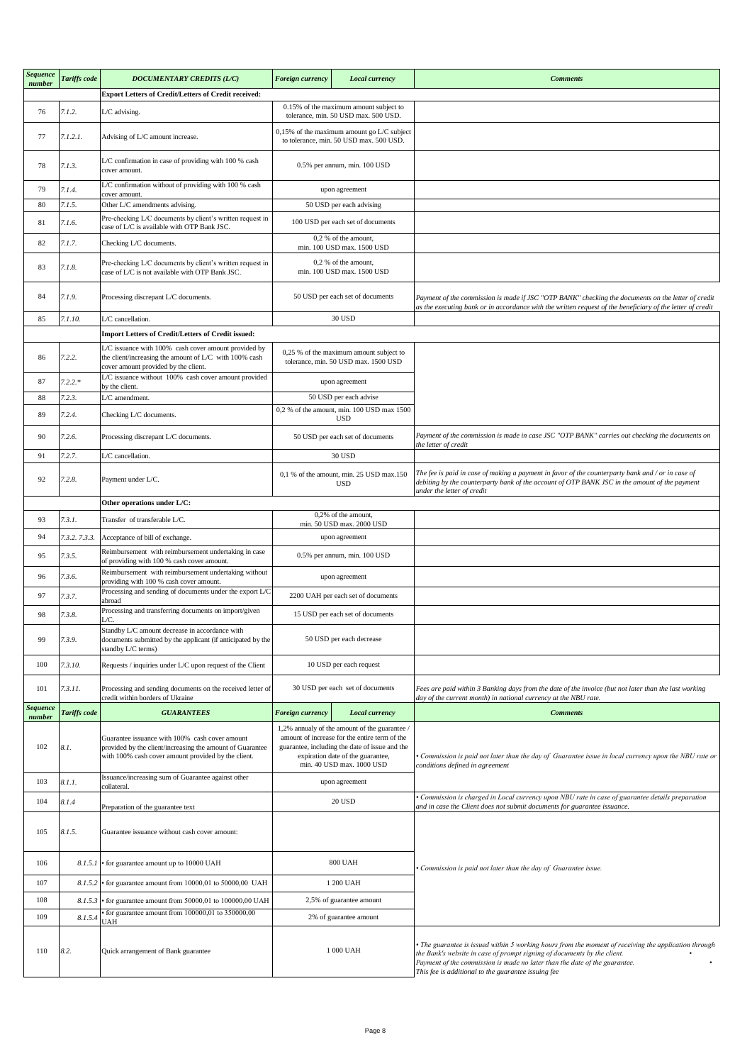| *Sequence number* | *Tariffs code* | *DOCUMENTARY CREDITS (L/C)* | *Foreign currency* | *Local currency* | *Comments* |
|---|---|---|---|---|---|
| | | **Export Letters of Credit/Letters of Credit received:** | | | |
| 76 | *7.1.2.* | L/C advising. | 0.15% of the maximum amount subject to tolerance, min. 50 USD max. 500 USD. | | |
| 77 | *7.1.2.1.* | Advising of L/C amount increase. | 0,15% of the maximum amount go L/C subject to tolerance, min. 50 USD max. 500 USD. | | |
| 78 | *7.1.3.* | L/C confirmation in case of providing with 100 % cash cover amount. | 0.5% per annum, min. 100 USD | | |
| 79 | *7.1.4.* | L/C confirmation without of providing with 100 % cash cover amount. | upon agreement | | |
| 80 | *7.1.5.* | Other L/C amendments advising. | 50 USD per each advising | | |
| 81 | *7.1.6.* | Pre-checking L/C documents by client's written request in case of L/C is available with OTP Bank JSC. | 100 USD per each set of documents | | |
| 82 | *7.1.7.* | Checking L/C documents. | 0,2 % of the amount, min. 100 USD max. 1500 USD | | |
| 83 | *7.1.8.* | Pre-checking L/C documents by client's written request in case of L/C is not available with OTP Bank JSC. | 0,2 % of the amount, min. 100 USD max. 1500 USD | | |
| 84 | *7.1.9.* | Processing discrepant L/C documents. | 50 USD per each set of documents | | *Payment of the commission is made if JSC "OTP BANK" checking the documents on the letter of credit as the executing bank or in accordance with the written request of the beneficiary of the letter of credit* |
| 85 | *7.1.10.* | L/C cancellation. | 30 USD | | |
| | | **Import Letters of Credit/Letters of Credit issued:** | | | |
| 86 | *7.2.2.* | L/C issuance with 100% cash cover amount provided by the client/increasing the amount of L/C with 100% cash cover amount provided by the client. | 0,25 % of the maximum amount subject to tolerance, min. 50 USD max. 1500 USD | | |
| 87 | *7.2.2.** | L/C issuance without 100% cash cover amount provided by the client. | upon agreement | | |
| 88 | *7.2.3.* | L/C amendment. | 50 USD per each advise | | |
| 89 | *7.2.4.* | Checking L/C documents. | 0,2 % of the amount, min. 100 USD max 1500 USD | | |
| 90 | *7.2.6.* | Processing discrepant L/C documents. | 50 USD per each set of documents | | *Payment of the commission is made in case JSC "OTP BANK" carries out checking the documents on the letter of credit* |
| 91 | *7.2.7.* | L/C cancellation. | 30 USD | | |
| 92 | *7.2.8.* | Payment under L/C. | 0,1 % of the amount, min. 25 USD max.150 USD | | *The fee is paid in case of making a payment in favor of the counterparty bank and / or in case of debiting by the counterparty bank of the account of OTP BANK JSC in the amount of the payment under the letter of credit* |
| | | **Other operations under L/C:** | | | |
| 93 | *7.3.1.* | Transfer of transferable L/C. | 0,2% of the amount, min. 50 USD max. 2000 USD | | |
| 94 | *7.3.2. 7.3.3.* | Acceptance of bill of exchange. | upon agreement | | |
| 95 | *7.3.5.* | Reimbursement with reimbursement undertaking in case of providing with 100 % cash cover amount. | 0.5% per annum, min. 100 USD | | |
| 96 | *7.3.6.* | Reimbursement with reimbursement undertaking without providing with 100 % cash cover amount. | upon agreement | | |
| 97 | *7.3.7.* | Processing and sending of documents under the export L/C abroad | 2200 UAH per each set of documents | | |
| 98 | *7.3.8.* | Processing and transferring documents on import/given L/C. | 15 USD per each set of documents | | |
| 99 | *7.3.9.* | Standby L/C amount decrease in accordance with documents submitted by the applicant (if anticipated by the standby L/C terms) | 50 USD per each decrease | | |
| 100 | *7.3.10.* | Requests / inquiries under L/C upon request of the Client | 10 USD per each request | | |
| 101 | *7.3.11.* | Processing and sending documents on the received letter of credit within borders of Ukraine | 30 USD per each set of documents | | *Fees are paid within 3 Banking days from the date of the invoice (but not later than the last working day of the current month) in national currency at the NBU rate.* |
| ***Sequence number*** | ***Tariffs code*** | ***GUARANTEES*** | ***Foreign currency*** | ***Local currency*** | ***Comments*** |
| 102 | *8.1.* | Guarantee issuance with 100% cash cover amount provided by the client/increasing the amount of Guarantee with 100% cash cover amount provided by the client. | 1,2% annualy of the amount of the guarantee / amount of increase for the entire term of the guarantee, including the date of issue and the expiration date of the guarantee, min. 40 USD max. 1000 USD | | *• Commission is paid not later than the day of Guarantee issue in local currency upon the NBU rate or conditions defined in agreement* |
| 103 | *8.1.1.* | Issuance/increasing sum of Guarantee against other collateral. | upon agreement | | |
| 104 | *8.1.4* | Preparation of the guarantee text | 20 USD | | *• Commission is charged in Local currency upon NBU rate in case of guarantee details preparation and in case the Client does not submit documents for guarantee issuance.* |
| 105 | *8.1.5.* | Guarantee issuance without cash cover amount: | | | *• Commission is paid not later than the day of Guarantee issue.* |
| 106 | *8.1.5.1* | • for guarantee amount up to 10000 UAH | 800 UAH | | |
| 107 | *8.1.5.2* | • for guarantee amount from 10000,01 to 50000,00 UAH | 1 200 UAH | | |
| 108 | *8.1.5.3* | • for guarantee amount from 50000,01 to 100000,00 UAH | 2,5% of guarantee amount | | |
| 109 | *8.1.5.4* | • for guarantee amount from 100000,01 to 350000,00 UAH | 2% of guarantee amount | | |
| 110 | *8.2.* | Quick arrangement of Bank guarantee | 1 000 UAH | | *• The guarantee is issued within 5 working hours from the moment of receiving the application through the Bank's website in case of prompt signing of documents by the client. • Payment of the commission is made no later than the date of the guarantee. • This fee is additional to the guarantee issuing fee* |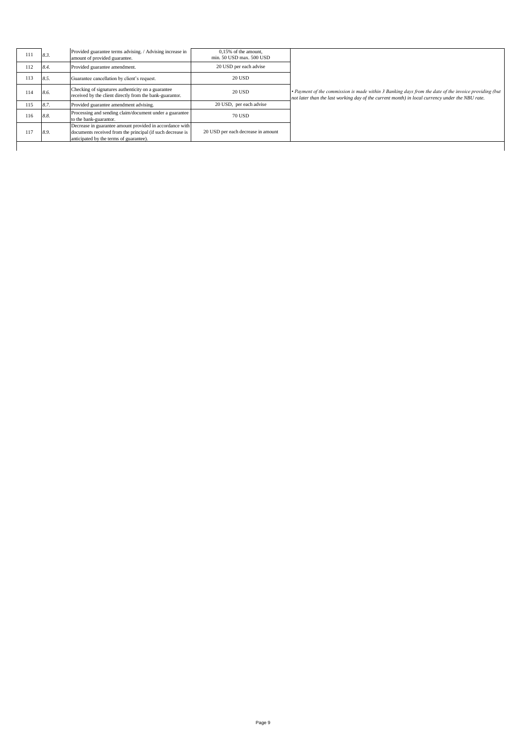| | | | | |
|---|---|---|---|---|
| 111 | 8.3. | Provided guarantee terms advising. / Advising increase in amount of provided guarantee. | 0,15% of the amount, min. 50 USD max. 500 USD | *• Payment of the commission is made within 3 Banking days from the date of the invoice providing (but not later than the last working day of the current month) in local currency under the NBU rate.* |
| 112 | 8.4. | Provided guarantee amendment. | 20 USD per each advise | |
| 113 | 8.5. | Guarantee cancellation by client's request. | 20 USD | |
| 114 | 8.6. | Checking of signatures authenticity on a guarantee received by the client directly from the bank-guarantor. | 20 USD | |
| 115 | 8.7. | Provided guarantee amendment advising. | 20 USD, per each advise | |
| 116 | 8.8. | Processing and sending claim/document under a guarantee to the bank-guarantor. | 70 USD | |
| 117 | 8.9. | Decrease in guarantee amount provided in accordance with documents received from the principal (if such decrease is anticipated by the terms of guarantee). | 20 USD per each decrease in amount | |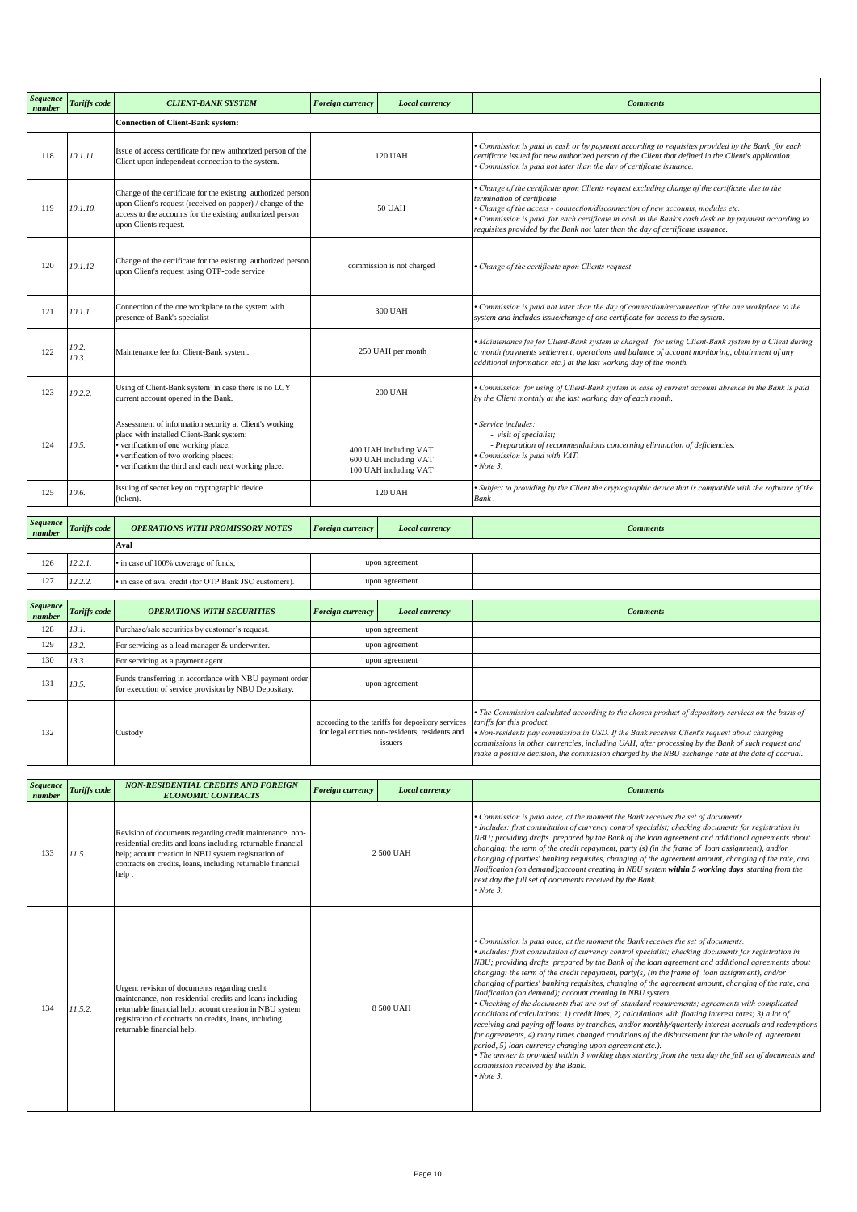| *Sequence number* | *Tariffs code* | *CLIENT-BANK SYSTEM* | *Foreign currency* | *Local currency* | *Comments* |
|---|---|---|---|---|---|
| | | **Connection of Client-Bank system:** | | | |
| 118 | *10.1.11.* | Issue of access certificate for new authorized person of the Client upon independent connection to the system. | 120 UAH | | *• Commission is paid in cash or by payment according to requisites provided by the Bank for each certificate issued for new authorized person of the Client that defined in the Client's application.*<br>*• Commission is paid not later than the day of certificate issuance.* |
| 119 | *10.1.10.* | Change of the certificate for the existing authorized person upon Client's request (received on papper) / change of the access to the accounts for the existing authorized person upon Clients request. | 50 UAH | | *• Change of the certificate upon Clients request excluding change of the certificate due to the termination of certificate.*<br>*• Change of the access - connection/disconnection of new accounts, modules etc.*<br>*• Commission is paid for each certificate in cash in the Bank's cash desk or by payment according to requisites provided by the Bank not later than the day of certificate issuance.* |
| 120 | *10.1.12* | Change of the certificate for the existing authorized person upon Client's request using OTP-code service | commission is not charged | | *• Change of the certificate upon Clients request* |
| 121 | *10.1.1.* | Connection of the one workplace to the system with presence of Bank's specialist | 300 UAH | | *• Commission is paid not later than the day of connection/reconnection of the one workplace to the system and includes issue/change of one certificate for access to the system.* |
| 122 | *10.2.*<br>*10.3.* | Maintenance fee for Client-Bank system. | 250 UAH per month | | *• Maintenance fee for Client-Bank system is charged for using Client-Bank system by a Client during a month (payments settlement, operations and balance of account monitoring, obtainment of any additional information etc.) at the last working day of the month.* |
| 123 | *10.2.2.* | Using of Client-Bank system in case there is no LCY current account opened in the Bank. | 200 UAH | | *• Commission for using of Client-Bank system in case of current account absence in the Bank is paid by the Client monthly at the last working day of each month.* |
| 124 | *10.5.* | Assessment of information security at Client's working place with installed Client-Bank system:<br>• verification of one working place;<br>• verification of two working places;<br>• verification the third and each next working place. | 400 UAH including VAT<br>600 UAH including VAT<br>100 UAH including VAT | | *• Service includes:*<br>*- visit of specialist;*<br>*- Preparation of recommendations concerning elimination of deficiencies.*<br>*• Commission is paid with VAT.*<br>*• Note 3.* |
| 125 | *10.6.* | Issuing of secret key on cryptographic device (token). | 120 UAH | | *• Subject to providing by the Client the cryptographic device that is compatible with the software of the Bank .* |

| *Sequence number* | *Tariffs code* | *OPERATIONS WITH PROMISSORY NOTES* | *Foreign currency* | *Local currency* | *Comments* |
|---|---|---|---|---|---|
| | | **Aval** | | | |
| 126 | *12.2.1.* | • in case of 100% coverage of funds, | upon agreement | | |
| 127 | *12.2.2.* | • in case of aval credit (for OTP Bank JSC customers). | upon agreement | | |

| *Sequence number* | *Tariffs code* | *OPERATIONS WITH SECURITIES* | *Foreign currency* | *Local currency* | *Comments* |
|---|---|---|---|---|---|
| 128 | *13.1.* | Purchase/sale securities by customer's request. | upon agreement | | |
| 129 | *13.2.* | For servicing as a lead manager & underwriter. | upon agreement | | |
| 130 | *13.3.* | For servicing as a payment agent. | upon agreement | | |
| 131 | *13.5.* | Funds transferring in accordance with NBU payment order for execution of service provision by NBU Depositary. | upon agreement | | |
| 132 | | Custody | according to the tariffs for depository services for legal entities non-residents, residents and issuers | | *• The Commission calculated according to the chosen product of depository services on the basis of tariffs for this product.*<br>*• Non-residents pay commission in USD. If the Bank receives Client's request about charging commissions in other currencies, including UAH, after processing by the Bank of such request and make a positive decision, the commission charged by the NBU exchange rate at the date of accrual.* |

| *Sequence number* | *Tariffs code* | *NON-RESIDENTIAL CREDITS AND FOREIGN ECONOMIC CONTRACTS* | *Foreign currency* | *Local currency* | *Comments* |
|---|---|---|---|---|---|
| 133 | *11.5.* | Revision of documents regarding credit maintenance, non-residential credits and loans including returnable financial help; acount creation in NBU system registration of contracts on credits, loans, including returnable financial help . | 2 500 UAH | | *• Commission is paid once, at the moment the Bank receives the set of documents.*<br>*• Includes: first consultation of currency control specialist; checking documents for registration in NBU; providing drafts prepared by the Bank of the loan agreement and additional agreements about changing: the term of the credit repayment, party (s) (in the frame of loan assignment), and/or changing of parties' banking requisites, changing of the agreement amount, changing of the rate, and Notification (on demand);account creating in NBU system* ***within 5 working days*** *starting from the next day the full set of documents received by the Bank.*<br>*• Note 3.* |
| 134 | *11.5.2.* | Urgent revision of documents regarding credit maintenance, non-residential credits and loans including returnable financial help; acount creation in NBU system registration of contracts on credits, loans, including returnable financial help. | 8 500 UAH | | *• Commission is paid once, at the moment the Bank receives the set of documents.*<br>*• Includes: first consultation of currency control specialist; checking documents for registration in NBU; providing drafts prepared by the Bank of the loan agreement and additional agreements about changing: the term of the credit repayment, party(s) (in the frame of loan assignment), and/or changing of parties' banking requisites, changing of the agreement amount, changing of the rate, and Notification (on demand); account creating in NBU system.*<br>*• Checking of the documents that are out of standard requirements; agreements with complicated conditions of calculations: 1) credit lines, 2) calculations with floating interest rates; 3) a lot of receiving and paying off loans by tranches, and/or monthly/quarterly interest accruals and redemptions for agreements, 4) many times changed conditions of the disbursement for the whole of agreement period, 5) loan currency changing upon agreement etc.).*<br>*• The answer is provided within 3 working days starting from the next day the full set of documents and commission received by the Bank.*<br>*• Note 3.* |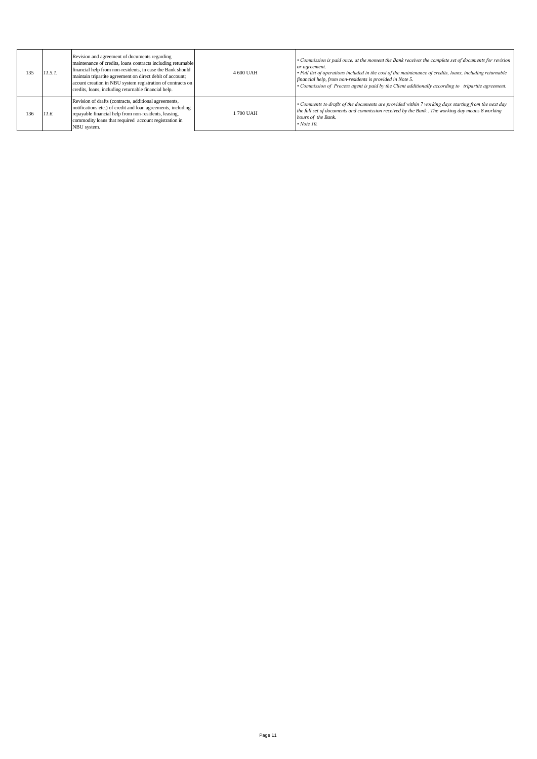| 135 | *11.5.1.* | Revision and agreement of documents regarding maintenance of credits, loans contracts including returnable financial help from non-residents, in case the Bank should maintain tripartite agreement on direct debit of account; acount creation in NBU system registration of contracts on credits, loans, including returnable financial help. | 4 600 UAH | *• Commission is paid once, at the moment the Bank receives the complete set of documents for revision or agreement.<br>• Full list of operations included in the cost of the maintenance of credits, loans, including returnable financial help, from non-residents is provided in Note 5.<br>• Commission of Process agent is paid by the Client additionally according to tripartite agreement.* |
|---|---|---|---|---|
| 136 | *11.6.* | Revision of drafts (contracts, additional agreements, notifications etc.) of credit and loan agreements, including repayable financial help from non-residents, leasing, commodity loans that required account registration in NBU system. | 1 700 UAH | *• Comments to drafts of the documents are provided within 7 working days starting from the next day the full set of documents and commission received by the Bank . The working day means 8 working hours of the Bank.<br>• Note 10.* |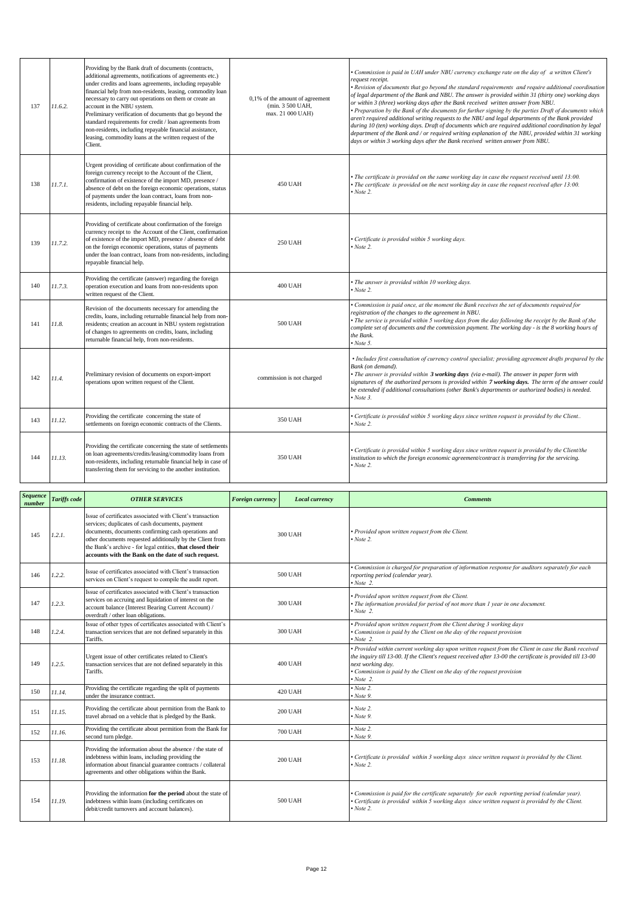| | | | | |
|---|---|---|---|---|
| 137 | *11.6.2.* | Providing by the Bank draft of documents (contracts, additional agreements, notifications of agreements etc.) under credits and loans agreements, including repayable financial help from non-residents, leasing, commodity loan necessary to carry out operations on them or create an account in the NBU system. Preliminary verification of documents that go beyond the standard requirements for credit / loan agreements from non-residents, including repayable financial assistance, leasing, commodity loans at the written request of the Client. | 0,1% of the amount of agreement (min. 3 500 UAH, max. 21 000 UAH) | *• Commission is paid in UAH under NBU currency exchange rate on the day of a written Client's request receipt.* *• Revision of documents that go beyond the standard requirements and require additional coordination of legal department of the Bank and NBU. The answer is provided within 31 (thirty one) working days or within 3 (three) working days after the Bank received written answer from NBU.* *• Preparation by the Bank of the documents for further signing by the parties Draft of documents which aren't required additional writing requests to the NBU and legal departments of the Bank provided during 10 (ten) working days. Draft of documents which are required additional coordination by legal department of the Bank and / or required writing explanation of the NBU, provided within 31 working days or within 3 working days after the Bank received written answer from NBU.* |
| 138 | *11.7.1.* | Urgent providing of certificate about confirmation of the foreign currency receipt to the Account of the Client, confirmation of existence of the import MD, presence / absence of debt on the foreign economic operations, status of payments under the loan contract, loans from non-residents, including repayable financial help. | 450 UAH | *• The certificate is provided on the same working day in case the request received until 13:00.* *• The certificate is provided on the next working day in case the request received after 13:00.* *• Note 2.* |
| 139 | *11.7.2.* | Providing of certificate about confirmation of the foreign currency receipt to the Account of the Client, confirmation of existence of the import MD, presence / absence of debt on the foreign economic operations, status of payments under the loan contract, loans from non-residents, including repayable financial help. | 250 UAH | *• Certificate is provided within 5 working days.* *• Note 2.* |
| 140 | *11.7.3.* | Providing the certificate (answer) regarding the foreign operation execution and loans from non-residents upon written request of the Client. | 400 UAH | *• The answer is provided within 10 working days.* *• Note 2.* |
| 141 | *11.8.* | Revision of the documents necessary for amending the credits, loans, including returnable financial help from non-residents; creation an account in NBU system registration of changes to agreements on credits, loans, including returnable financial help, from non-residents. | 500 UAH | *• Commission is paid once, at the moment the Bank receives the set of documents required for registration of the changes to the agreement in NBU.* *• The service is provided within 5 working days from the day following the receipt by the Bank of the complete set of documents and the commission payment. The working day - is the 8 working hours of the Bank.* *• Note 5.* |
| 142 | *11.4.* | Preliminary revision of documents on export-import operations upon written request of the Client. | commission is not charged | *• Includes first consultation of currency control specialist; providing agreement drafts prepared by the Bank (on demand).* *• The answer is provided within* ***3 working days*** *(via e-mail). The answer in paper form with signatures of the authorized persons is provided within* ***7 working days.*** *The term of the answer could be extended if additional consultations (other Bank's departments or authorized bodies) is needed.* *• Note 3.* |
| 143 | *11.12.* | Providing the certificate concerning the state of settlements on foreign economic contracts of the Clients. | 350 UAH | *• Certificate is provided within 5 working days since written request is provided by the Client..* *• Note 2.* |
| 144 | *11.13.* | Providing the certificate concerning the state of settlements on loan agreements/credits/leasing/commodity loans from non-residents, including returnable financial help in case of transferring them for servicing to the another institution. | 350 UAH | *• Certificate is provided within 5 working days since written request is provided by the Client/the institution to which the foreign economic agreement/contract is transferring for the servicing.* *• Note 2.* |

| *Sequence number* | *Tariffs code* | *OTHER SERVICES* | *Foreign currency* | *Local currency* | *Comments* |
|---|---|---|---|---|---|
| 145 | *1.2.1.* | Issue of certificates associated with Client's transaction services; duplicates of cash documents, payment documents, documents confirming cash operations and other documents requested additionally by the Client from the Bank's archive - for legal entities, **that closed their accounts with the Bank on the date of such request.** | 300 UAH | | *• Provided upon written request from the Client.* *• Note 2.* |
| 146 | *1.2.2.* | Issue of certificates associated with Client's transaction services on Client's request to compile the audit report. | 500 UAH | | *• Commission is charged for preparation of information response for auditors separately for each reporting period (calendar year).* *• Note 2.* |
| 147 | *1.2.3.* | Issue of certificates associated with Client's transaction services on accruing and liquidation of interest on the account balance (Interest Bearing Current Account) / overdraft / other loan obligations. | 300 UAH | | *• Provided upon written request from the Client.* *• The information provided for period of not more than 1 year in one document.* *• Note 2.* |
| 148 | *1.2.4.* | Issue of other types of certificates associated with Client's transaction services that are not defined separately in this Tariffs. | 300 UAH | | *• Provided upon written request from the Client during 3 working days* *• Commission is paid by the Client on the day of the request provision* *• Note 2.* |
| 149 | *1.2.5.* | Urgent issue of other certificates related to Client's transaction services that are not defined separately in this Tariffs. | 400 UAH | | *• Provided within current working day upon written request from the Client in case the Bank received the inquiry till 13-00. If the Client's request received after 13-00 the certificate is provided till 13-00 next working day.* *• Commission is paid by the Client on the day of the request provision* *• Note 2.* |
| 150 | *11.14.* | Providing the certificate regarding the split of payments under the insurance contract. | 420 UAH | | *• Note 2.* *• Note 9.* |
| 151 | *11.15.* | Providing the certificate about permition from the Bank to travel abroad on a vehicle that is pledged by the Bank. | 200 UAH | | *• Note 2.* *• Note 9.* |
| 152 | *11.16.* | Providing the certificate about permition from the Bank for second turn pledge. | 700 UAH | | *• Note 2.* *• Note 9.* |
| 153 | *11.18.* | Providing the information about the absence / the state of indebtness within loans, including providing the information about financial guarantee contracts / collateral agreements and other obligations within the Bank. | 200 UAH | | *• Certificate is provided within 3 working days since written request is provided by the Client.* *• Note 2.* |
| 154 | *11.19.* | Providing the information **for the period** about the state of indebtness within loans (including certificates on debit/credit turnovers and account balances). | 500 UAH | | *• Commission is paid for the certificate separately for each reporting period (calendar year).* *• Certificate is provided within 5 working days since written request is provided by the Client.* *• Note 2.* |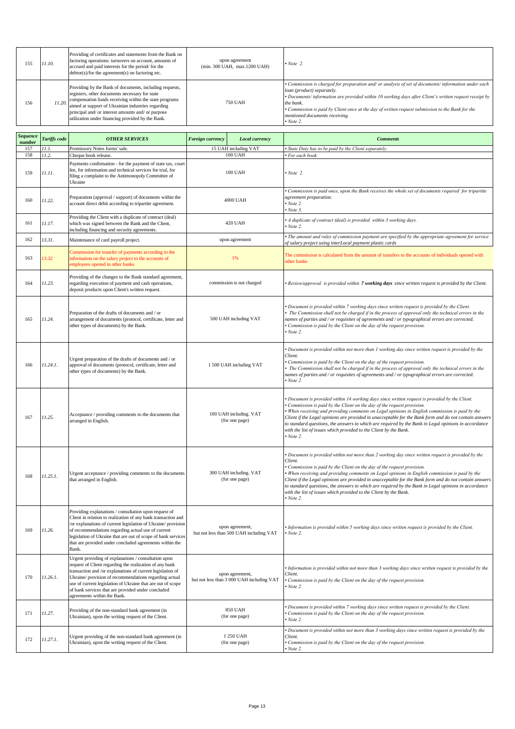| | | | | |
|---|---|---|---|---|
| 155 | 11.10. | Providing of certificates and statements from the Bank on factoring operations: turnovers on account, amounts of accrued and paid interests for the period/ for the debtor(s)/for the agreement(s) on factoring etc. | upon agreement (min. 300 UAH, max.1200 UAH) | • Note 2. |
| 156 | 11.20. | Providing by the Bank of documents, including requests, registers, other documents necessary for state compensation funds receiving within the state programs aimed at support of Ukrainian industries regarding principal and/ or interest amounts and/ or purpose utilization under financing provided by the Bank. | 750 UAH | • Commission is charged for preparation and/ or analysis of set of documents/ information under each loan (product) separately.<br>• Documents/ information are provided within 10 working days after Client's written request receipt by the bank.<br>• Commission is paid by Client once at the day of written request submission to the Bank for the mentioned documents receiving.<br>• Note 2. |

| Sequence number | Tariffs code | OTHER SERVICES | Foreign currency | Local currency | Comments |
|---|---|---|---|---|---|
| 157 | 11.1. | Promissory Notes forms' sale. | 15 UAH including VAT | | • State Duty has to be paid by the Client separately. |
| 158 | 11.2. | Cheque book release. | 100 UAH | | • For each book. |
| 159 | 11.11. | Payments confirmation - for the payment of state tax, court fee, for information and technical services for trial, for filing a complaint to the Antimonopoly Committee of Ukraine | 100 UAH | | • Note 2. |
| 160 | 11.22. | Preparation (approval / support) of documents within the account direct debit according to tripartite agreement. | 4000 UAH | | • Commission is paid once, upon the Bank receives the whole set of documents required for tripartite agreement preparation.<br>• Note 2.<br>• Note 3. |
| 161 | 11.17. | Providing the Client with a duplicate of contract (deal) which was signed between the Bank and the Client, including financing and security agreements. | 420 UAH | | • A duplicate of contract (deal) is provided within 3 working days.<br>• Note 2. |
| 162 | 13.31. | Maintenance of card payroll project. | upon agreement | | • The amount and rules of commission payment are specified by the appropriate agreement for service of salary project using interLocal payment plastic cards |
| 163 | 13.32 | Commission for transfer of payments according to the information on the salary project to the accounts of employees opened in other banks | 1% | | The commission is calculated from the amount of transfers to the accounts of individuals opened with other banks |
| 164 | 11.23. | Providing of the changes to the Bank standard agreement, regarding execution of payment and cash operations, deposit products upon Client's written request. | commission is not charged | | • Review/approval is provided within **7 working days** since written request is provided by the Client. |
| 165 | 11.24. | Preparation of the drafts of documents and / or arrangement of documents (protocol, certificate, letter and other types of documents) by the Bank. | 500 UAH including VAT | | • Document is provided within 7 working days since written request is provided by the Client.<br>• The Commission shall not be charged if in the process of approval only the technical errors in the names of parties and / or requisites of agreements and / or typographical errors are corrected.<br>• Commission is paid by the Client on the day of the request provision.<br>• Note 2. |
| 166 | 11.24.1. | Urgent preparation of the drafts of documents and / or approval of documents (protocol, certificate, letter and other types of documents) by the Bank. | 1 500 UAH including VAT | | • Document is provided within not more than 1 working day since written request is provided by the Client.<br>• Commission is paid by the Client on the day of the request provision.<br>• The Commission shall not be charged if in the process of approval only the technical errors in the names of parties and / or requisites of agreements and / or typographical errors are corrected.<br>• Note 2. |
| 167 | 11.25. | Acceptance / providing comments to the documents that arranged in English. | 100 UAH including. VAT (for one page) | | • Document is provided within 14 working days since written request is provided by the Client.<br>• Commission is paid by the Client on the day of the request provision.<br>• When receiving and providing comments on Legal opinions in English commission is paid by the Client if the Legal opinions are provided in unacceptable for the Bank form and do not contain answers to standard questions, the answers to which are required by the Bank in Legal opinions in accordance with the list of issues which provided to the Client by the Bank.<br>• Note 2. |
| 168 | 11.25.1. | Urgent acceptance / providing comments to the documents that arranged in English. | 300 UAH including. VAT (for one page) | | • Document is provided within not more than 2 working day since written request is provided by the Client.<br>• Commission is paid by the Client on the day of the request provision.<br>• When receiving and providing comments on Legal opinions in English commission is paid by the Client if the Legal opinions are provided in unacceptable for the Bank form and do not contain answers to standard questions, the answers to which are required by the Bank in Legal opinions in accordance with the list of issues which provided to the Client by the Bank.<br>• Note 2. |
| 169 | 11.26. | Providing explanations / consultation upon request of Client in relation to realization of any bank transaction and /or explanations of current legislation of Ukraine/ provision of recommendations regarding actual use of current legislation of Ukraine that are out of scope of bank services that are provided under concluded agreements within the Bank. | upon agreement, but not less than 500 UAH including VAT | | • Information is provided within 5 working days since written request is provided by the Client.<br>• Note 2. |
| 170 | 11.26.1. | Urgent providing of explanations / consultation upon request of Client regarding the realization of any bank transaction and /or explanations of current legislation of Ukraine/ provision of recommendations regarding actual use of current legislation of Ukraine that are out of scope of bank services that are provided under concluded agreements within the Bank. | upon agreement, but not less than 3 000 UAH including VAT | | • Information is provided within not more than 3 working days since written request is provided by the Client.<br>• Commission is paid by the Client on the day of the request provision.<br>• Note 2. |
| 171 | 11.27. | Providing of the non-standard bank agreement (in Ukrainian), upon the writing request of the Client. | 850 UAH (for one page) | | • Document is provided within 7 working days since written request is provided by the Client.<br>• Commission is paid by the Client on the day of the request provision.<br>• Note 2. |
| 172 | 11.27.1. | Urgent providing of the non-standard bank agreement (in Ukrainian), upon the writing request of the Client. | 1 250 UAH (for one page) | | • Document is provided within not more than 3 working days since written request is provided by the Client.<br>• Commission is paid by the Client on the day of the request provision.<br>• Note 2. |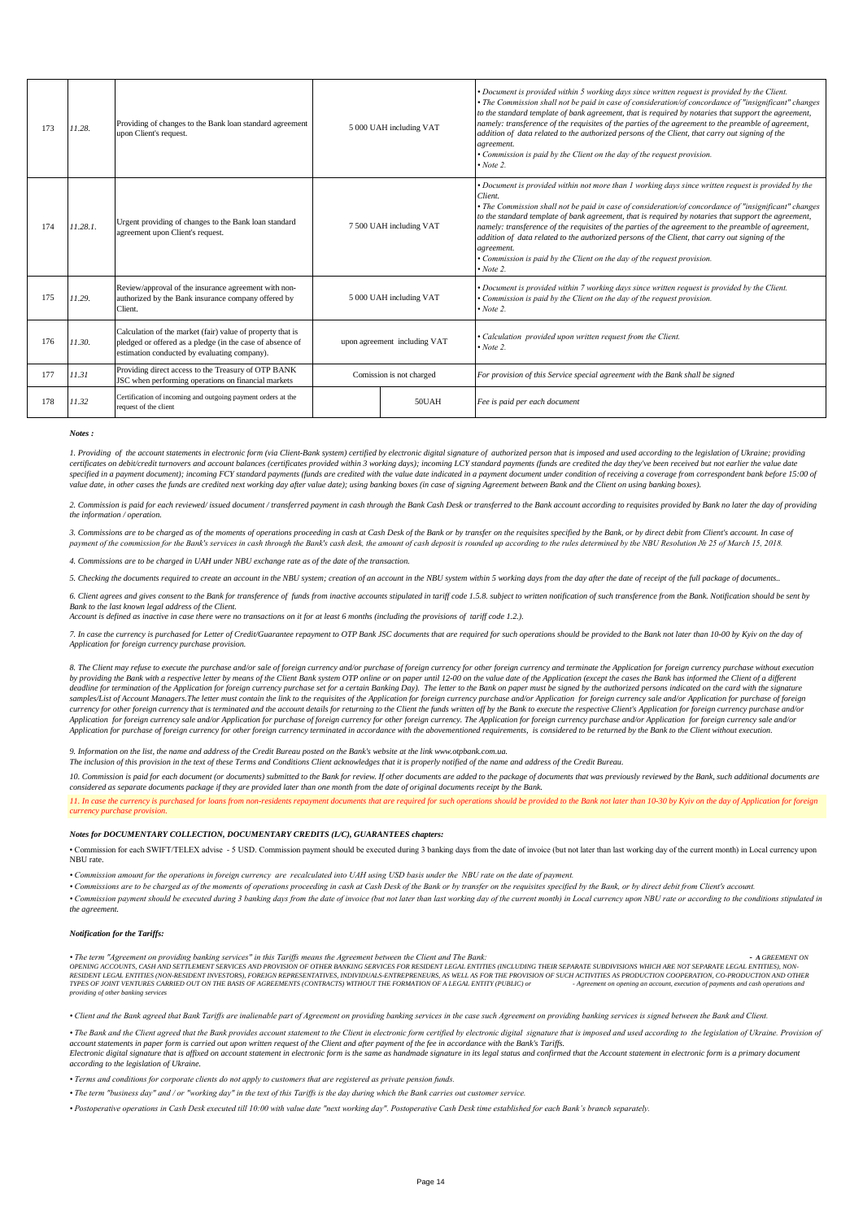| 173 | 11.28. | Providing of changes to the Bank loan standard agreement upon Client's request. | 5 000 UAH including VAT | | • Document is provided within 5 working days since written request is provided by the Client.<br>• The Commission shall not be paid in case of consideration/of concordance of "insignificant" changes to the standard template of bank agreement, that is required by notaries that support the agreement, namely: transference of the requisites of the parties of the agreement to the preamble of agreement, addition of data related to the authorized persons of the Client, that carry out signing of the agreement.<br>• Commission is paid by the Client on the day of the request provision.<br>• Note 2. |
|---|---|---|---|---|---|
| 174 | 11.28.1. | Urgent providing of changes to the Bank loan standard agreement upon Client's request. | 7 500 UAH including VAT | | • Document is provided within not more than 1 working days since written request is provided by the Client.<br>• The Commission shall not be paid in case of consideration/of concordance of "insignificant" changes to the standard template of bank agreement, that is required by notaries that support the agreement, namely: transference of the requisites of the parties of the agreement to the preamble of agreement, addition of data related to the authorized persons of the Client, that carry out signing of the agreement.<br>• Commission is paid by the Client on the day of the request provision.<br>• Note 2. |
| 175 | 11.29. | Review/approval of the insurance agreement with non-authorized by the Bank insurance company offered by Client. | 5 000 UAH including VAT | | • Document is provided within 7 working days since written request is provided by the Client.<br>• Commission is paid by the Client on the day of the request provision.<br>• Note 2. |
| 176 | 11.30. | Calculation of the market (fair) value of property that is pledged or offered as a pledge (in the case of absence of estimation conducted by evaluating company). | upon agreement including VAT | | • Calculation provided upon written request from the Client.<br>• Note 2. |
| 177 | 11.31 | Providing direct access to the Treasury of OTP BANK JSC when performing operations on financial markets | Comission is not charged | | For provision of this Service special agreement with the Bank shall be signed |
| 178 | 11.32 | Certification of incoming and outgoing payment orders at the request of the client | | 50UAH | Fee is paid per each document |

***Notes :***

*1. Providing of the account statements in electronic form (via Client-Bank system) certified by electronic digital signature of authorized person that is imposed and used according to the legislation of Ukraine; providing certificates on debit/credit turnovers and account balances (certificates provided within 3 working days); incoming LCY standard payments (funds are credited the day they've been received but not earlier the value date specified in a payment document); incoming FCY standard payments (funds are credited with the value date indicated in a payment document under condition of receiving a coverage from correspondent bank before 15:00 of value date, in other cases the funds are credited next working day after value date); using banking boxes (in case of signing Agreement between Bank and the Client on using banking boxes).*

*2. Commission is paid for each reviewed/ issued document / transferred payment in cash through the Bank Cash Desk or transferred to the Bank account according to requisites provided by Bank no later the day of providing the information / operation.*

*3. Commissions are to be charged as of the moments of operations proceeding in cash at Cash Desk of the Bank or by transfer on the requisites specified by the Bank, or by direct debit from Client's account. In case of payment of the commission for the Bank's services in cash through the Bank's cash desk, the amount of cash deposit is rounded up according to the rules determined by the NBU Resolution № 25 of March 15, 2018.*

*4. Commissions are to be charged in UAH under NBU exchange rate as of the date of the transaction.*

*5. Checking the documents required to create an account in the NBU system; creation of an account in the NBU system within 5 working days from the day after the date of receipt of the full package of documents..*

*6. Client agrees and gives consent to the Bank for transference of funds from inactive accounts stipulated in tariff code 1.5.8. subject to written notification of such transference from the Bank. Notification should be sent by Bank to the last known legal address of the Client.*
*Account is defined as inactive in case there were no transactions on it for at least 6 months (including the provisions of tariff code 1.2.).*

*7. In case the currency is purchased for Letter of Credit/Guarantee repayment to OTP Bank JSC documents that are required for such operations should be provided to the Bank not later than 10-00 by Kyiv on the day of Application for foreign currency purchase provision.*

*8. The Client may refuse to execute the purchase and/or sale of foreign currency and/or purchase of foreign currency for other foreign currency and terminate the Application for foreign currency purchase without execution by providing the Bank with a respective letter by means of the Client Bank system OTP online or on paper until 12-00 on the value date of the Application (except the cases the Bank has informed the Client of a different deadline for termination of the Application for foreign currency purchase set for a certain Banking Day). The letter to the Bank on paper must be signed by the authorized persons indicated on the card with the signature samples/List of Account Managers.The letter must contain the link to the requisites of the Application for foreign currency purchase and/or Application for foreign currency sale and/or Application for purchase of foreign currency for other foreign currency that is terminated and the account details for returning to the Client the funds written off by the Bank to execute the respective Client's Application for foreign currency purchase and/or Application for foreign currency sale and/or Application for purchase of foreign currency for other foreign currency. The Application for foreign currency purchase and/or Application for foreign currency sale and/or Application for purchase of foreign currency for other foreign currency terminated in accordance with the abovementioned requirements, is considered to be returned by the Bank to the Client without execution.*

*9. Information on the list, the name and address of the Credit Bureau posted on the Bank's website at the link www.otpbank.com.ua.*
*The inclusion of this provision in the text of these Terms and Conditions Client acknowledges that it is properly notified of the name and address of the Credit Bureau.*

*10. Commission is paid for each document (or documents) submitted to the Bank for review. If other documents are added to the package of documents that was previously reviewed by the Bank, such additional documents are considered as separate documents package if they are provided later than one month from the date of original documents receipt by the Bank.*

*11. In case the currency is purchased for loans from non-residents repayment documents that are required for such operations should be provided to the Bank not later than 10-30 by Kyiv on the day of Application for foreign currency purchase provision.*

***Notes for DOCUMENTARY COLLECTION, DOCUMENTARY CREDITS (L/C), GUARANTEES chapters:***

• Commission for each SWIFT/TELEX advise - 5 USD. Commission payment should be executed during 3 banking days from the date of invoice (but not later than last working day of the current month) in Local currency upon NBU rate.

*• Commission amount for the operations in foreign currency are recalculated into UAH using USD basis under the NBU rate on the date of payment.*

*• Commissions are to be charged as of the moments of operations proceeding in cash at Cash Desk of the Bank or by transfer on the requisites specified by the Bank, or by direct debit from Client's account.*

*• Commission payment should be executed during 3 banking days from the date of invoice (but not later than last working day of the current month) in Local currency upon NBU rate or according to the conditions stipulated in the agreement.*

***Notification for the Tariffs:***

*• The term "Agreement on providing banking services" in this Tariffs means the Agreement between the Client and The Bank: - AGREEMENT ON OPENING ACCOUNTS, CASH AND SETTLEMENT SERVICES AND PROVISION OF OTHER BANKING SERVICES FOR RESIDENT LEGAL ENTITIES (INCLUDING THEIR SEPARATE SUBDIVISIONS WHICH ARE NOT SEPARATE LEGAL ENTITIES), NON-RESIDENT LEGAL ENTITIES (NON-RESIDENT INVESTORS), FOREIGN REPRESENTATIVES, INDIVIDUALS-ENTREPRENEURS, AS WELL AS FOR THE PROVISION OF SUCH ACTIVITIES AS PRODUCTION COOPERATION, CO-PRODUCTION AND OTHER TYPES OF JOINT VENTURES CARRIED OUT ON THE BASIS OF AGREEMENTS (CONTRACTS) WITHOUT THE FORMATION OF A LEGAL ENTITY (PUBLIC) or - Agreement on opening an account, execution of payments and cash operations and providing of other banking services*

*• Client and the Bank agreed that Bank Tariffs are inalienable part of Agreement on providing banking services in the case such Agreement on providing banking services is signed between the Bank and Client.*

*• The Bank and the Client agreed that the Bank provides account statement to the Client in electronic form certified by electronic digital signature that is imposed and used according to the legislation of Ukraine. Provision of account statements in paper form is carried out upon written request of the Client and after payment of the fee in accordance with the Bank's Tariffs.*
*Electronic digital signature that is affixed on account statement in electronic form is the same as handmade signature in its legal status and confirmed that the Account statement in electronic form is a primary document according to the legislation of Ukraine.*

*• Terms and conditions for corporate clients do not apply to customers that are registered as private pension funds.*

*• The term "business day" and / or "working day" in the text of this Tariffs is the day during which the Bank carries out customer service.*

*• Postoperative operations in Cash Desk executed till 10:00 with value date "next working day". Postoperative Cash Desk time established for each Bank's branch separately.*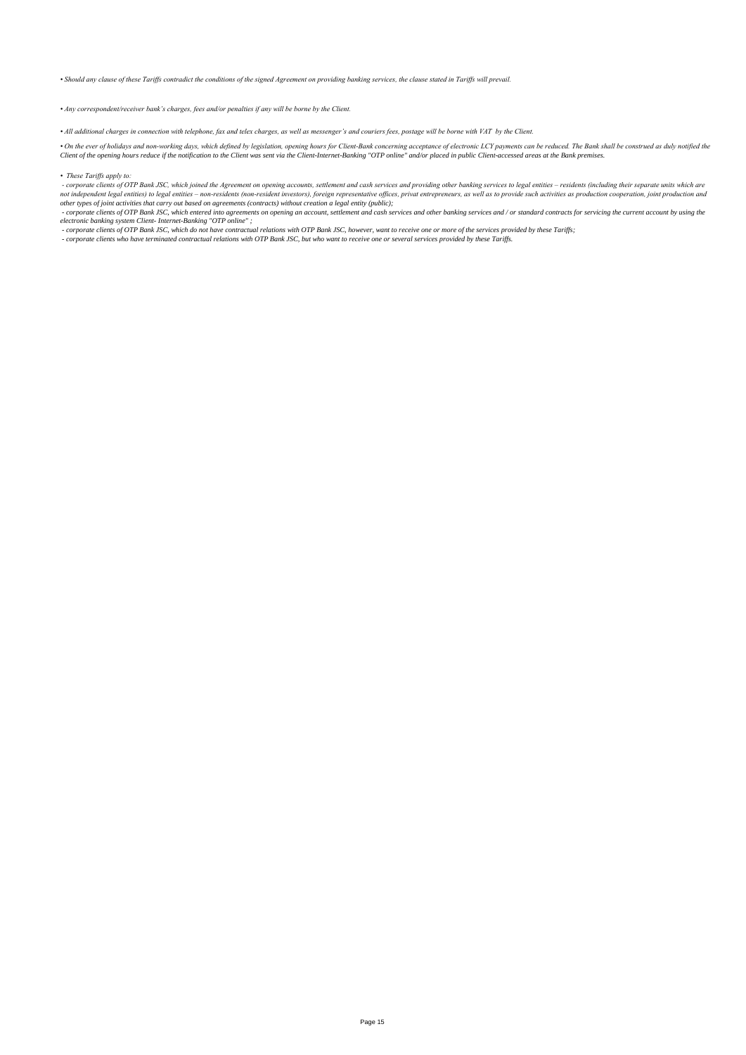*• Should any clause of these Tariffs contradict the conditions of the signed Agreement on providing banking services, the clause stated in Tariffs will prevail.*

*• Any correspondent/receiver bank's charges, fees and/or penalties if any will be borne by the Client.*

*• All additional charges in connection with telephone, fax and telex charges, as well as messenger's and couriers fees, postage will be borne with VAT by the Client.*

*• On the ever of holidays and non-working days, which defined by legislation, opening hours for Client-Bank concerning acceptance of electronic LCY payments can be reduced. The Bank shall be construed as duly notified the Client of the opening hours reduce if the notification to the Client was sent via the Client-Internet-Banking "OTP online" and/or placed in public Client-accessed areas at the Bank premises.*

*• These Tariffs apply to:*

*- corporate clients of OTP Bank JSC, which joined the Agreement on opening accounts, settlement and cash services and providing other banking services to legal entities – residents (including their separate units which are not independent legal entities) to legal entities – non-residents (non-resident investors), foreign representative offices, privat entrepreneurs, as well as to provide such activities as production cooperation, joint production and other types of joint activities that carry out based on agreements (contracts) without creation a legal entity (public);*

*- corporate clients of OTP Bank JSC, which entered into agreements on opening an account, settlement and cash services and other banking services and / or standard contracts for servicing the current account by using the electronic banking system Client- Internet-Banking "OTP online" ;*

*- corporate clients of OTP Bank JSC, which do not have contractual relations with OTP Bank JSC, however, want to receive one or more of the services provided by these Tariffs;*

*- corporate clients who have terminated contractual relations with OTP Bank JSC, but who want to receive one or several services provided by these Tariffs.*